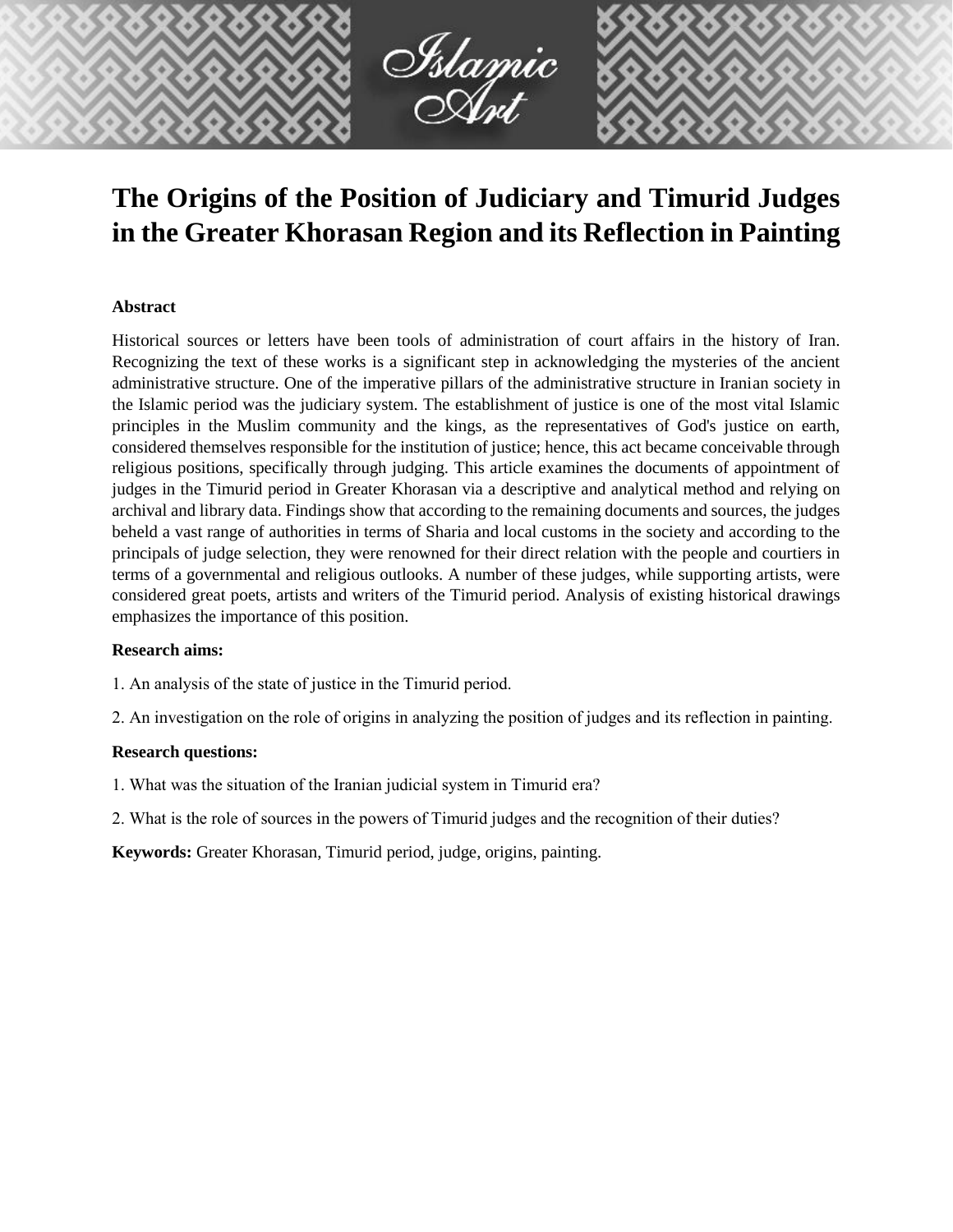# The Origins of the Position of Judiciary and Timurid Judges in the Greater Khorasan Region and its Reflection in Painting

**Abstract**

Historical sources or letters have been tools of administration of court affairs in the history of Iran. Recognizing the text of these works is a significant step in acknowledging the mysteries of the ancient administrative structure. One of the imperative pillars of the administrative structure in Iranian society in the Islamic period was the judiciary system. The establishment of justice is one of the most vital Islamic principles in the Muslim community and the kings, as the representatives of God's justice on earth, considered themselves responsible for the institution of justice; hence, this act became conceivable through religious positions, specifically through judging. This article examines the documents of appointment of judges in the Timurid period in Greater Khorasan via a descriptive and analytical method and relying on archival and library data. Findings show that according to the remaining documents and sources, the judges beheld a vast range of authorities in terms of Sharia and local customs in the society and according to the principals of judge selection, they were renowned for their direct relation with the people and courtiers in terms of a governmental and religious outlooks. A number of these judges, while supporting artists, were considered great poets, artists and writers of the Timurid period. Analysis of existing historical drawings emphasizes the importance of this position.

**Research aims:**

1. An analysis of the state of justice in the Timurid period.

2. An investigation on the role of origins in analyzing the position of judges and its reflection in painting.

**Research questions:**

1. What was the situation of the Iranian judicial system in Timurid era?

2. What is the role of sources in the powers of Timurid judges and the recognition of their duties?

**Keywords:** Greater Khorasan, Timurid period, judge, origins, painting.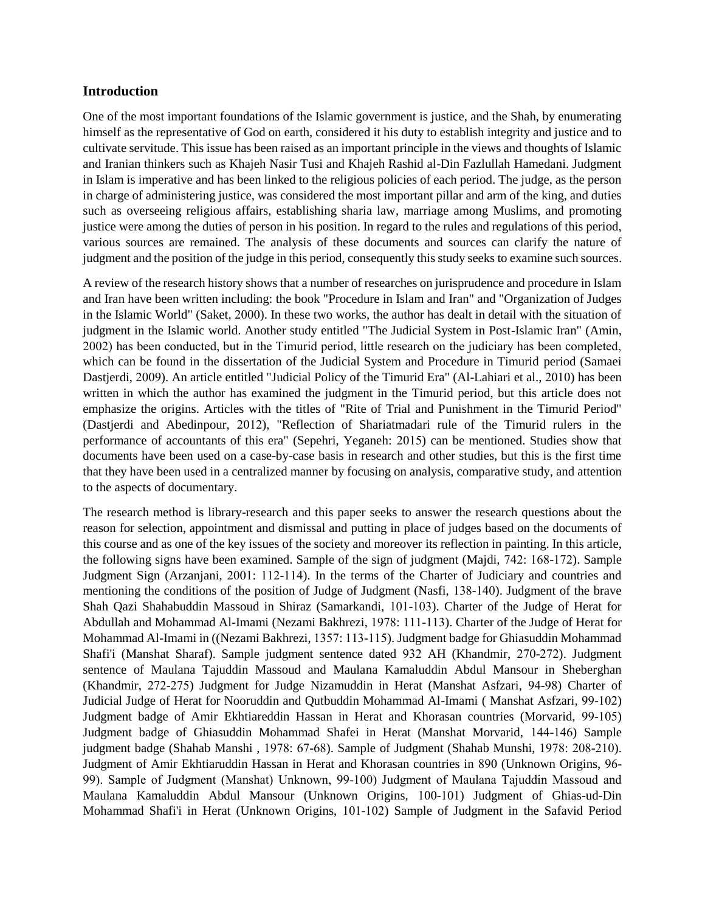## Introduction

One of the most important foundations of the Islamic government is justice, and the Shah, by enumerating himself as the representative of God on earth, considered it his duty to establish integrity and justice and to cultivate servitude. This issue has been raised as an important principle in the views and thoughts of Islamic and Iranian thinkers such as Khajeh Nasir Tusi and Khajeh Rashid al-Din Fazlullah Hamedani. Judgment in Islam is imperative and has been linked to the religious policies of each period. The judge, as the person in charge of administering justice, was considered the most important pillar and arm of the king, and duties such as overseeing religious affairs, establishing sharia law, marriage among Muslims, and promoting justice were among the duties of person in his position. In regard to the rules and regulations of this period, various sources are remained. The analysis of these documents and sources can clarify the nature of judgment and the position of the judge in this period, consequently this study seeks to examine such sources.

A review of the research history shows that a number of researches on jurisprudence and procedure in Islam and Iran have been written including: the book "Procedure in Islam and Iran" and "Organization of Judges in the Islamic World" (Saket, 2000). In these two works, the author has dealt in detail with the situation of judgment in the Islamic world. Another study entitled "The Judicial System in Post-Islamic Iran" (Amin, 2002) has been conducted, but in the Timurid period, little research on the judiciary has been completed, which can be found in the dissertation of the Judicial System and Procedure in Timurid period (Samaei Dastjerdi, 2009). An article entitled "Judicial Policy of the Timurid Era" (Al-Lahiari et al., 2010) has been written in which the author has examined the judgment in the Timurid period, but this article does not emphasize the origins. Articles with the titles of "Rite of Trial and Punishment in the Timurid Period" (Dastjerdi and Abedinpour, 2012), "Reflection of Shariatmadari rule of the Timurid rulers in the performance of accountants of this era" (Sepehri, Yeganeh: 2015) can be mentioned. Studies show that documents have been used on a case-by-case basis in research and other studies, but this is the first time that they have been used in a centralized manner by focusing on analysis, comparative study, and attention to the aspects of documentary.

The research method is library-research and this paper seeks to answer the research questions about the reason for selection, appointment and dismissal and putting in place of judges based on the documents of this course and as one of the key issues of the society and moreover its reflection in painting. In this article, the following signs have been examined. Sample of the sign of judgment (Majdi, 742: 168-172). Sample Judgment Sign (Arzanjani, 2001: 112-114). In the terms of the Charter of Judiciary and countries and mentioning the conditions of the position of Judge of Judgment (Nasfi, 138-140). Judgment of the brave Shah Qazi Shahabuddin Massoud in Shiraz (Samarkandi, 101-103). Charter of the Judge of Herat for Abdullah and Mohammad Al-Imami (Nezami Bakhrezi, 1978: 111-113). Charter of the Judge of Herat for Mohammad Al-Imami in ((Nezami Bakhrezi, 1357: 113-115). Judgment badge for Ghiasuddin Mohammad Shafi'i (Manshat Sharaf). Sample judgment sentence dated 932 AH (Khandmir, 270-272). Judgment sentence of Maulana Tajuddin Massoud and Maulana Kamaluddin Abdul Mansour in Sheberghan (Khandmir, 272-275) Judgment for Judge Nizamuddin in Herat (Manshat Asfzari, 94-98) Charter of Judicial Judge of Herat for Nooruddin and Qutbuddin Mohammad Al-Imami ( Manshat Asfzari, 99-102) Judgment badge of Amir Ekhtiareddin Hassan in Herat and Khorasan countries (Morvarid, 99-105) Judgment badge of Ghiasuddin Mohammad Shafei in Herat (Manshat Morvarid, 144-146) Sample judgment badge (Shahab Manshi , 1978: 67-68). Sample of Judgment (Shahab Munshi, 1978: 208-210). Judgment of Amir Ekhtiaruddin Hassan in Herat and Khorasan countries in 890 (Unknown Origins, 96-99). Sample of Judgment (Manshat) Unknown, 99-100) Judgment of Maulana Tajuddin Massoud and Maulana Kamaluddin Abdul Mansour (Unknown Origins, 100-101) Judgment of Ghias-ud-Din Mohammad Shafi'i in Herat (Unknown Origins, 101-102) Sample of Judgment in the Safavid Period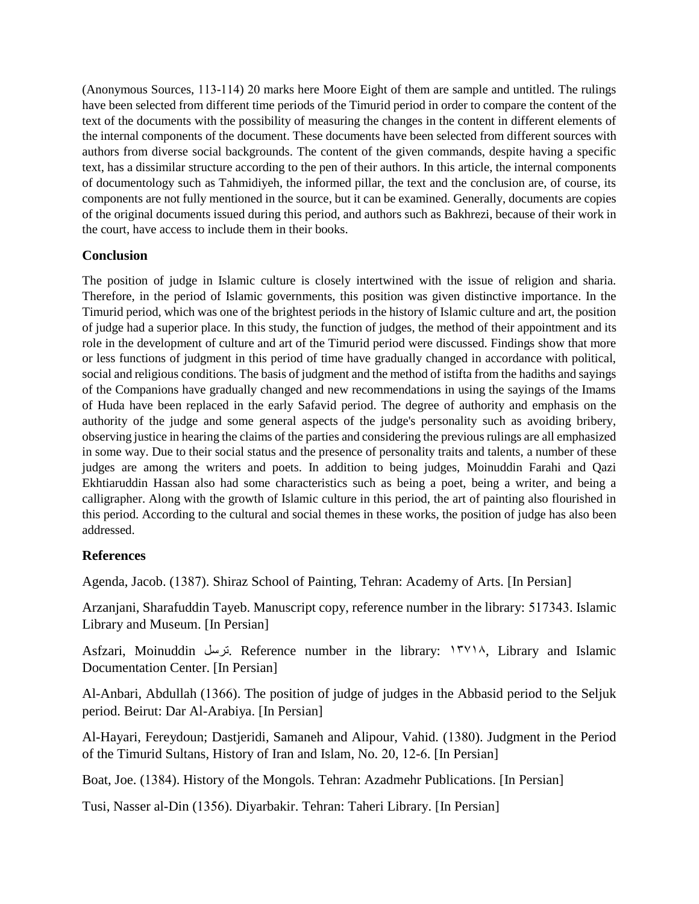(Anonymous Sources, 113-114) 20 marks here Moore Eight of them are sample and untitled. The rulings have been selected from different time periods of the Timurid period in order to compare the content of the text of the documents with the possibility of measuring the changes in the content in different elements of the internal components of the document. These documents have been selected from different sources with authors from diverse social backgrounds. The content of the given commands, despite having a specific text, has a dissimilar structure according to the pen of their authors. In this article, the internal components of documentology such as Tahmidiyeh, the informed pillar, the text and the conclusion are, of course, its components are not fully mentioned in the source, but it can be examined. Generally, documents are copies of the original documents issued during this period, and authors such as Bakhrezi, because of their work in the court, have access to include them in their books.

## Conclusion

The position of judge in Islamic culture is closely intertwined with the issue of religion and sharia. Therefore, in the period of Islamic governments, this position was given distinctive importance. In the Timurid period, which was one of the brightest periods in the history of Islamic culture and art, the position of judge had a superior place. In this study, the function of judges, the method of their appointment and its role in the development of culture and art of the Timurid period were discussed. Findings show that more or less functions of judgment in this period of time have gradually changed in accordance with political, social and religious conditions. The basis of judgment and the method of istifta from the hadiths and sayings of the Companions have gradually changed and new recommendations in using the sayings of the Imams of Huda have been replaced in the early Safavid period. The degree of authority and emphasis on the authority of the judge and some general aspects of the judge's personality such as avoiding bribery, observing justice in hearing the claims of the parties and considering the previous rulings are all emphasized in some way. Due to their social status and the presence of personality traits and talents, a number of these judges are among the writers and poets. In addition to being judges, Moinuddin Farahi and Qazi Ekhtiaruddin Hassan also had some characteristics such as being a poet, being a writer, and being a calligrapher. Along with the growth of Islamic culture in this period, the art of painting also flourished in this period. According to the cultural and social themes in these works, the position of judge has also been addressed.

## References

Agenda, Jacob. (1387). Shiraz School of Painting, Tehran: Academy of Arts. [In Persian]

Arzanjani, Sharafuddin Tayeb. Manuscript copy, reference number in the library: 517343. Islamic Library and Museum. [In Persian]

Asfzari, Moinuddin ترسل. Reference number in the library: ۱۳۷۱۸, Library and Islamic Documentation Center. [In Persian]

Al-Anbari, Abdullah (1366). The position of judge of judges in the Abbasid period to the Seljuk period. Beirut: Dar Al-Arabiya. [In Persian]

Al-Hayari, Fereydoun; Dastjeridi, Samaneh and Alipour, Vahid. (1380). Judgment in the Period of the Timurid Sultans, History of Iran and Islam, No. 20, 12-6. [In Persian]

Boat, Joe. (1384). History of the Mongols. Tehran: Azadmehr Publications. [In Persian]

Tusi, Nasser al-Din (1356). Diyarbakir. Tehran: Taheri Library. [In Persian]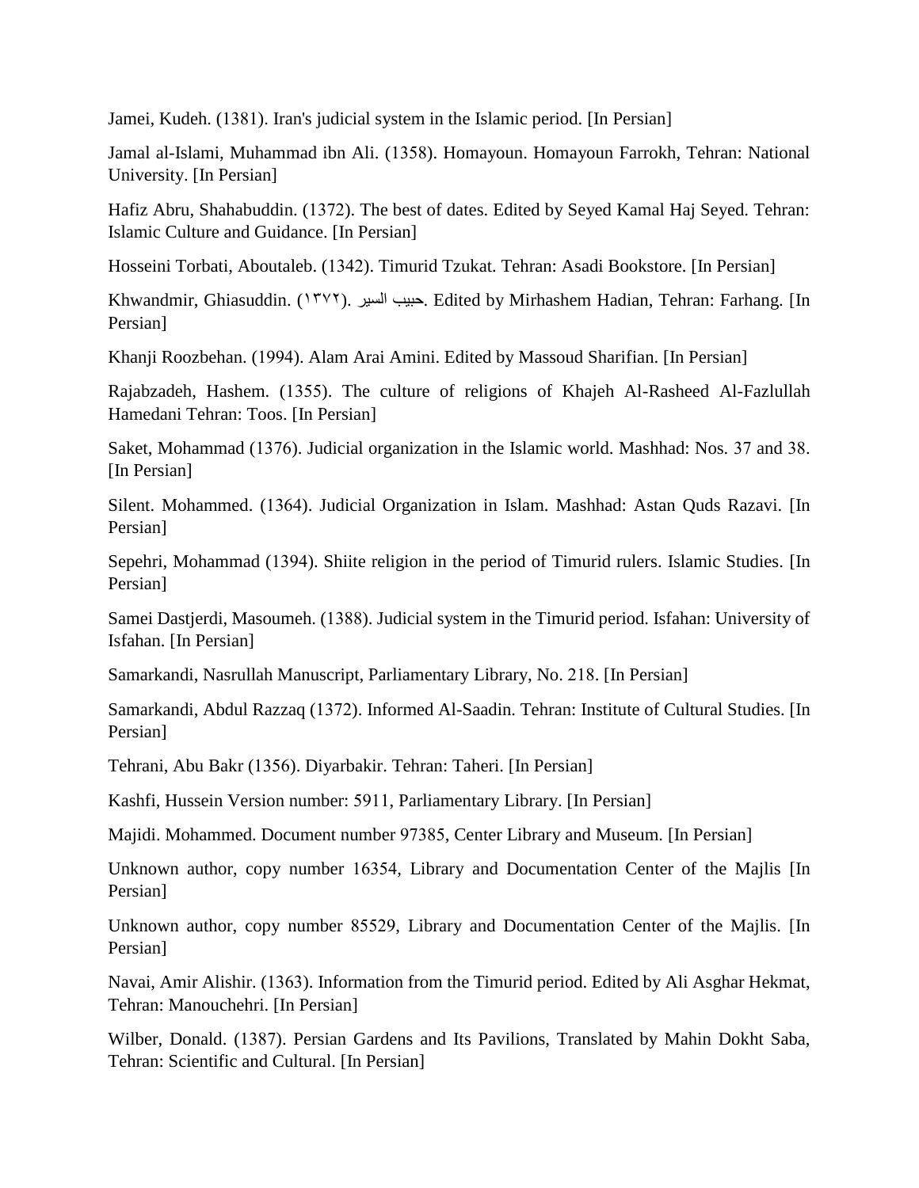Jamei, Kudeh. (1381). Iran's judicial system in the Islamic period. [In Persian]

Jamal al-Islami, Muhammad ibn Ali. (1358). Homayoun. Homayoun Farrokh, Tehran: National University. [In Persian]

Hafiz Abru, Shahabuddin. (1372). The best of dates. Edited by Seyed Kamal Haj Seyed. Tehran: Islamic Culture and Guidance. [In Persian]

Hosseini Torbati, Aboutaleb. (1342). Timurid Tzukat. Tehran: Asadi Bookstore. [In Persian]

Khwandmir, Ghiasuddin. (۱۳۷۲). حبيب السير. Edited by Mirhashem Hadian, Tehran: Farhang. [In Persian]

Khanji Roozbehan. (1994). Alam Arai Amini. Edited by Massoud Sharifian. [In Persian]

Rajabzadeh, Hashem. (1355). The culture of religions of Khajeh Al-Rasheed Al-Fazlullah Hamedani Tehran: Toos. [In Persian]

Saket, Mohammad (1376). Judicial organization in the Islamic world. Mashhad: Nos. 37 and 38. [In Persian]

Silent. Mohammed. (1364). Judicial Organization in Islam. Mashhad: Astan Quds Razavi. [In Persian]

Sepehri, Mohammad (1394). Shiite religion in the period of Timurid rulers. Islamic Studies. [In Persian]

Samei Dastjerdi, Masoumeh. (1388). Judicial system in the Timurid period. Isfahan: University of Isfahan. [In Persian]

Samarkandi, Nasrullah Manuscript, Parliamentary Library, No. 218. [In Persian]

Samarkandi, Abdul Razzaq (1372). Informed Al-Saadin. Tehran: Institute of Cultural Studies. [In Persian]

Tehrani, Abu Bakr (1356). Diyarbakir. Tehran: Taheri. [In Persian]

Kashfi, Hussein Version number: 5911, Parliamentary Library. [In Persian]

Majidi. Mohammed. Document number 97385, Center Library and Museum. [In Persian]

Unknown author, copy number 16354, Library and Documentation Center of the Majlis [In Persian]

Unknown author, copy number 85529, Library and Documentation Center of the Majlis. [In Persian]

Navai, Amir Alishir. (1363). Information from the Timurid period. Edited by Ali Asghar Hekmat, Tehran: Manouchehri. [In Persian]

Wilber, Donald. (1387). Persian Gardens and Its Pavilions, Translated by Mahin Dokht Saba, Tehran: Scientific and Cultural. [In Persian]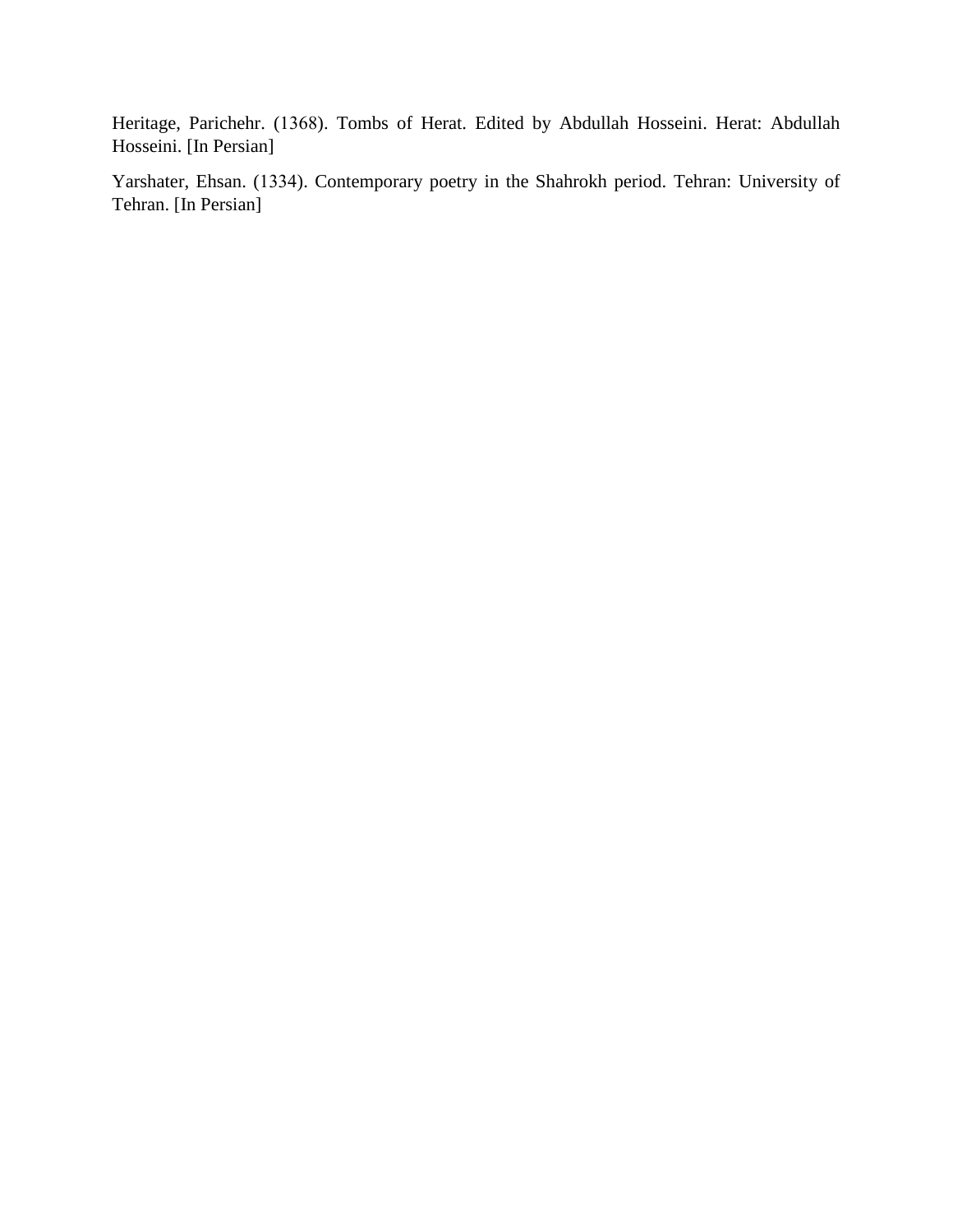Heritage, Parichehr. (1368). Tombs of Herat. Edited by Abdullah Hosseini. Herat: Abdullah Hosseini. [In Persian]

Yarshater, Ehsan. (1334). Contemporary poetry in the Shahrokh period. Tehran: University of Tehran. [In Persian]